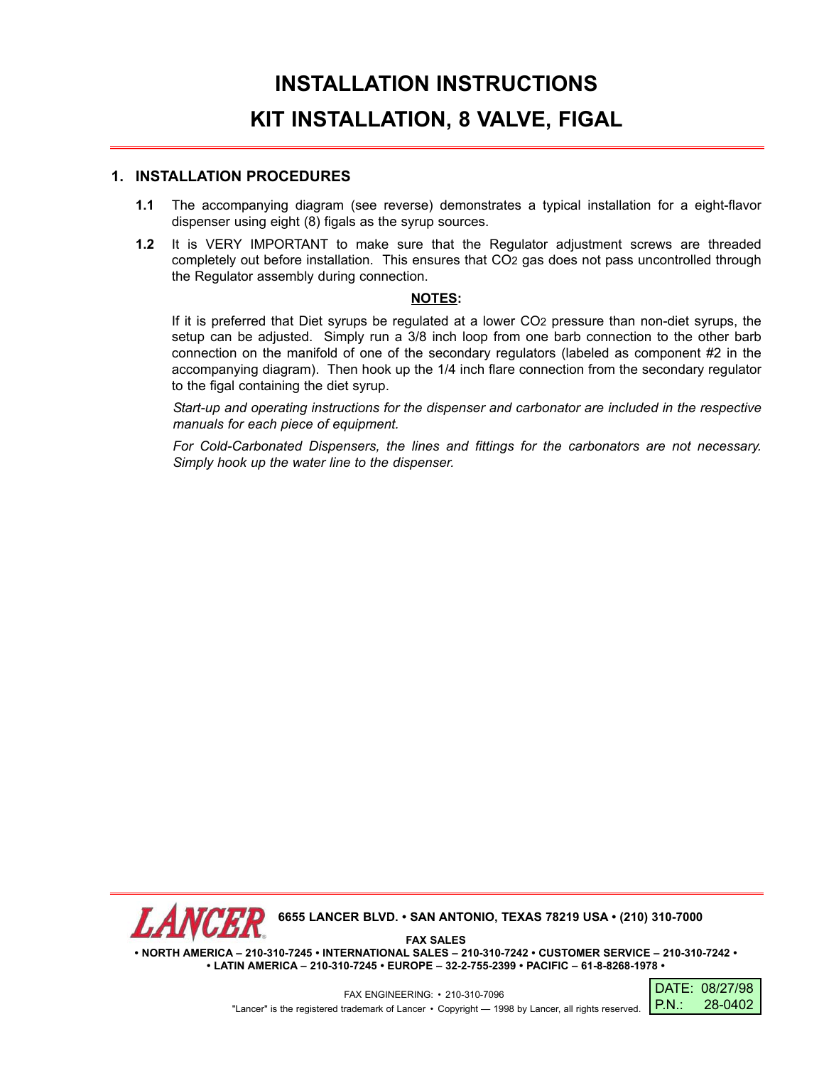# INSTALLATION INSTRUCTIONS

# KIT INSTALLATION, 8 VALVE, FIGAL

## 1. INSTALLATION PROCEDURES

**1.1** The accompanying diagram (see reverse) demonstrates a typical installation for a eight-flavor dispenser using eight (8) figals as the syrup sources.

**1.2** It is VERY IMPORTANT to make sure that the Regulator adjustment screws are threaded completely out before installation. This ensures that $CO_2$ gas does not pass uncontrolled through the Regulator assembly during connection.

**NOTES:**

If it is preferred that Diet syrups be regulated at a lower $CO_2$ pressure than non-diet syrups, the setup can be adjusted. Simply run a 3/8 inch loop from one barb connection to the other barb connection on the manifold of one of the secondary regulators (labeled as component #2 in the accompanying diagram). Then hook up the 1/4 inch flare connection from the secondary regulator to the figal containing the diet syrup.

*Start-up and operating instructions for the dispenser and carbonator are included in the respective manuals for each piece of equipment.*

*For Cold-Carbonated Dispensers, the lines and fittings for the carbonators are not necessary. Simply hook up the water line to the dispenser.*

**LANCER** **6655 LANCER BLVD. • SAN ANTONIO, TEXAS 78219 USA • (210) 310-7000**

**FAX SALES**

**• NORTH AMERICA – 210-310-7245 • INTERNATIONAL SALES – 210-310-7242 • CUSTOMER SERVICE – 210-310-7242 •**
**• LATIN AMERICA – 210-310-7245 • EUROPE – 32-2-755-2399 • PACIFIC – 61-8-8268-1978 •**

FAX ENGINEERING: • 210-310-7096

"Lancer" is the registered trademark of Lancer • Copyright — 1998 by Lancer, all rights reserved.

DATE: 08/27/98
P.N.: 28-0402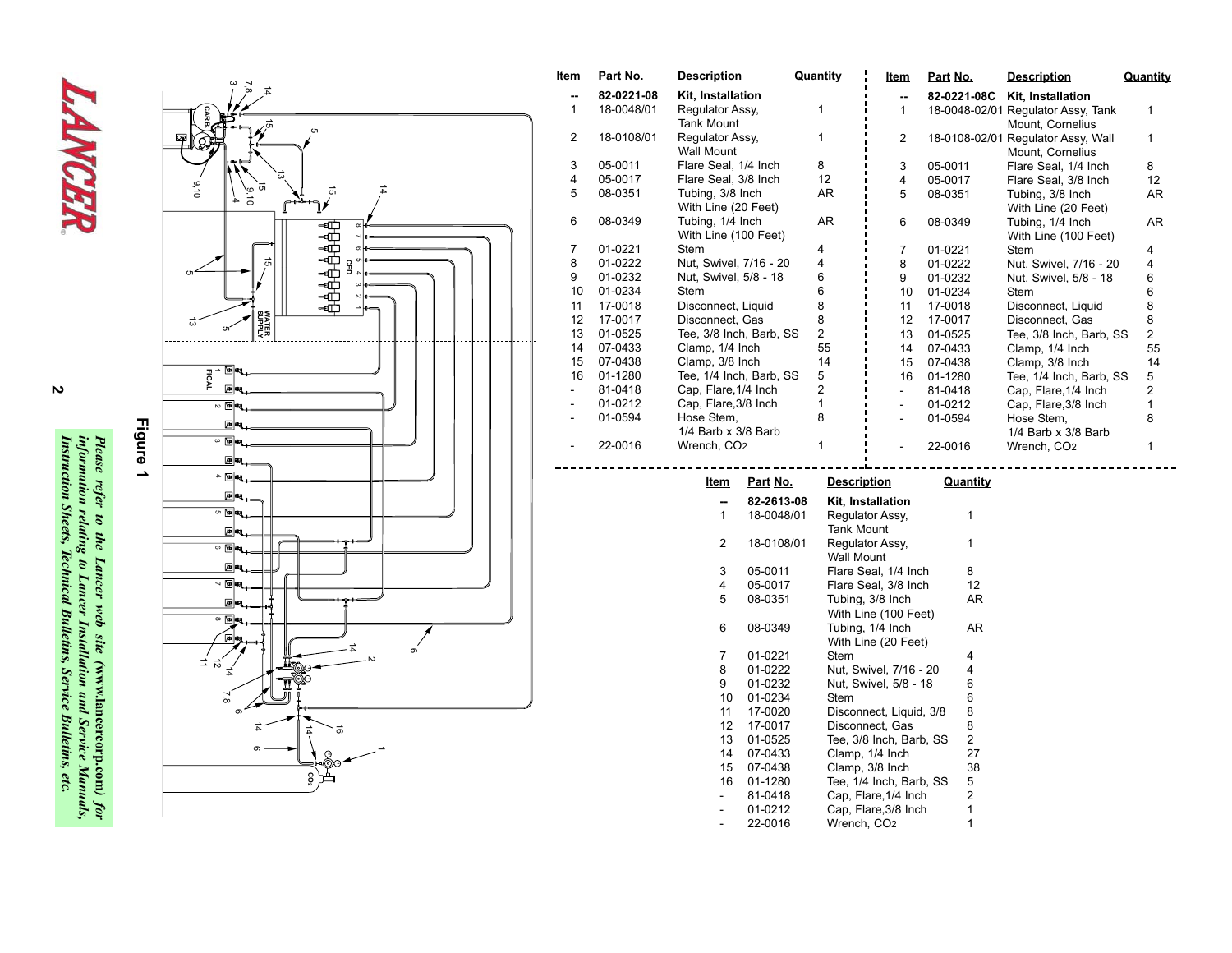**Figure 1**

*Please refer to the Lancer web site (www.lancercorp.com) for information relating to Lancer Installation and Service Manuals, Instruction Sheets, Technical Bulletins, Service Bulletins, etc.*

| Item | Part No. | Description | Quantity |
|---|---|---|---|
| -- | **82-0221-08** | **Kit, Installation** | |
| 1 | 18-0048/01 | Regulator Assy, Tank Mount | 1 |
| 2 | 18-0108/01 | Regulator Assy, Wall Mount | 1 |
| 3 | 05-0011 | Flare Seal, 1/4 Inch | 8 |
| 4 | 05-0017 | Flare Seal, 3/8 Inch | 12 |
| 5 | 08-0351 | Tubing, 3/8 Inch With Line (20 Feet) | AR |
| 6 | 08-0349 | Tubing, 1/4 Inch With Line (100 Feet) | AR |
| 7 | 01-0221 | Stem | 4 |
| 8 | 01-0222 | Nut, Swivel, 7/16 - 20 | 4 |
| 9 | 01-0232 | Nut, Swivel, 5/8 - 18 | 6 |
| 10 | 01-0234 | Stem | 6 |
| 11 | 17-0018 | Disconnect, Liquid | 8 |
| 12 | 17-0017 | Disconnect, Gas | 8 |
| 13 | 01-0525 | Tee, 3/8 Inch, Barb, SS | 2 |
| 14 | 07-0433 | Clamp, 1/4 Inch | 55 |
| 15 | 07-0438 | Clamp, 3/8 Inch | 14 |
| 16 | 01-1280 | Tee, 1/4 Inch, Barb, SS | 5 |
| - | 81-0418 | Cap, Flare,1/4 Inch | 2 |
| - | 01-0212 | Cap, Flare,3/8 Inch | 1 |
| - | 01-0594 | Hose Stem, 1/4 Barb x 3/8 Barb | 8 |
| - | 22-0016 | Wrench, $CO_2$ | 1 |

| Item | Part No. | Description | Quantity |
|---|---|---|---|
| -- | **82-0221-08C** | **Kit, Installation** | |
| 1 | 18-0048-02/01 | Regulator Assy, Tank Mount, Cornelius | 1 |
| 2 | 18-0108-02/01 | Regulator Assy, Wall Mount, Cornelius | 1 |
| 3 | 05-0011 | Flare Seal, 1/4 Inch | 8 |
| 4 | 05-0017 | Flare Seal, 3/8 Inch | 12 |
| 5 | 08-0351 | Tubing, 3/8 Inch With Line (20 Feet) | AR |
| 6 | 08-0349 | Tubing, 1/4 Inch With Line (100 Feet) | AR |
| 7 | 01-0221 | Stem | 4 |
| 8 | 01-0222 | Nut, Swivel, 7/16 - 20 | 4 |
| 9 | 01-0232 | Nut, Swivel, 5/8 - 18 | 6 |
| 10 | 01-0234 | Stem | 6 |
| 11 | 17-0018 | Disconnect, Liquid | 8 |
| 12 | 17-0017 | Disconnect, Gas | 8 |
| 13 | 01-0525 | Tee, 3/8 Inch, Barb, SS | 2 |
| 14 | 07-0433 | Clamp, 1/4 Inch | 55 |
| 15 | 07-0438 | Clamp, 3/8 Inch | 14 |
| 16 | 01-1280 | Tee, 1/4 Inch, Barb, SS | 5 |
| - | 81-0418 | Cap, Flare,1/4 Inch | 2 |
| - | 01-0212 | Cap, Flare,3/8 Inch | 1 |
| - | 01-0594 | Hose Stem, 1/4 Barb x 3/8 Barb | 8 |
| - | 22-0016 | Wrench, $CO_2$ | 1 |

| Item | Part No. | Description | Quantity |
|---|---|---|---|
| -- | **82-2613-08** | **Kit, Installation** | |
| 1 | 18-0048/01 | Regulator Assy, Tank Mount | 1 |
| 2 | 18-0108/01 | Regulator Assy, Wall Mount | 1 |
| 3 | 05-0011 | Flare Seal, 1/4 Inch | 8 |
| 4 | 05-0017 | Flare Seal, 3/8 Inch | 12 |
| 5 | 08-0351 | Tubing, 3/8 Inch With Line (100 Feet) | AR |
| 6 | 08-0349 | Tubing, 1/4 Inch With Line (20 Feet) | AR |
| 7 | 01-0221 | Stem | 4 |
| 8 | 01-0222 | Nut, Swivel, 7/16 - 20 | 4 |
| 9 | 01-0232 | Nut, Swivel, 5/8 - 18 | 6 |
| 10 | 01-0234 | Stem | 6 |
| 11 | 17-0020 | Disconnect, Liquid, 3/8 | 8 |
| 12 | 17-0017 | Disconnect, Gas | 8 |
| 13 | 01-0525 | Tee, 3/8 Inch, Barb, SS | 2 |
| 14 | 07-0433 | Clamp, 1/4 Inch | 27 |
| 15 | 07-0438 | Clamp, 3/8 Inch | 38 |
| 16 | 01-1280 | Tee, 1/4 Inch, Barb, SS | 5 |
| - | 81-0418 | Cap, Flare,1/4 Inch | 2 |
| - | 01-0212 | Cap, Flare,3/8 Inch | 1 |
| - | 22-0016 | Wrench, $CO_2$ | 1 |